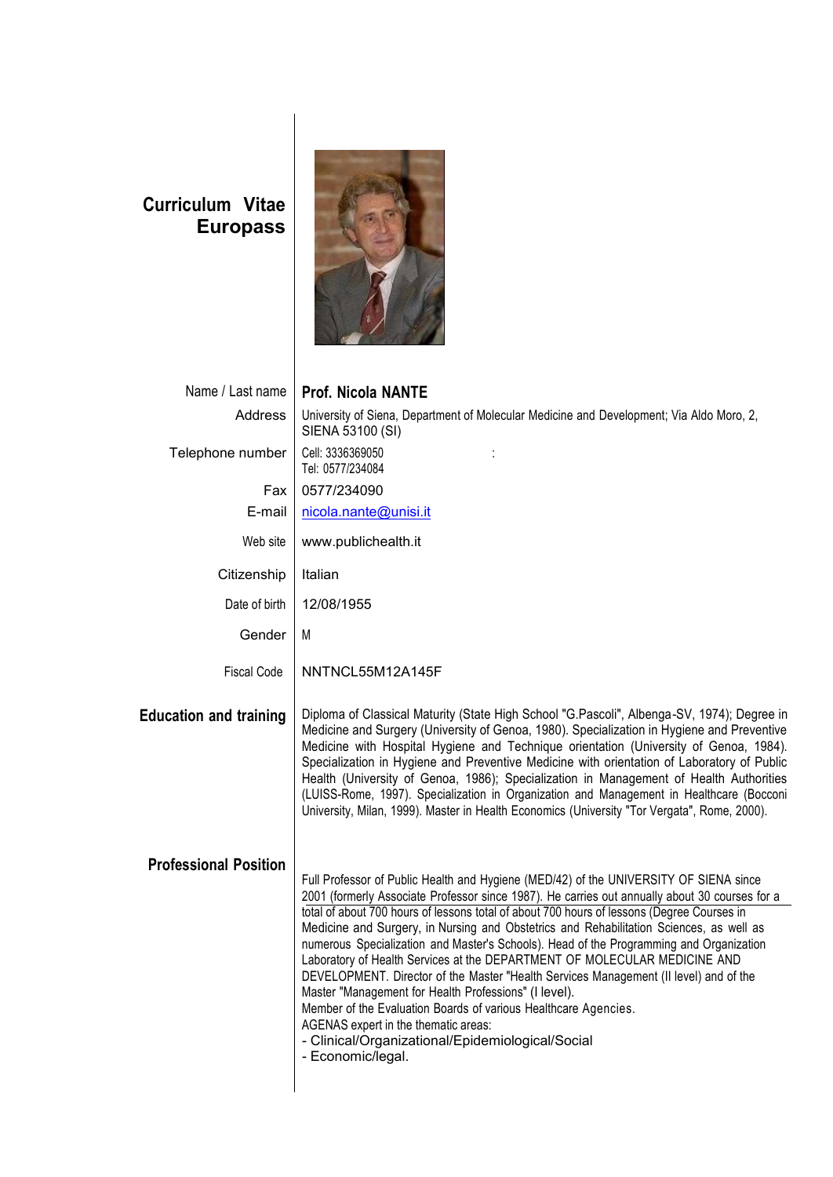# Curriculum Vitae Europass

| | |
|---|---|
| Name / Last name | **Prof. Nicola NANTE** |
| Address | University of Siena, Department of Molecular Medicine and Development; Via Aldo Moro, 2, SIENA 53100 (SI) |
| Telephone number | Cell: 3336369050 : <br> Tel: 0577/234084 |
| Fax | 0577/234090 |
| E-mail | nicola.nante@unisi.it |
| Web site | www.publichealth.it |
| Citizenship | Italian |
| Date of birth | 12/08/1955 |
| Gender | M |
| Fiscal Code | NNTNCL55M12A145F |

## Education and training

Diploma of Classical Maturity (State High School "G.Pascoli", Albenga-SV, 1974); Degree in Medicine and Surgery (University of Genoa, 1980). Specialization in Hygiene and Preventive Medicine with Hospital Hygiene and Technique orientation (University of Genoa, 1984). Specialization in Hygiene and Preventive Medicine with orientation of Laboratory of Public Health (University of Genoa, 1986); Specialization in Management of Health Authorities (LUISS-Rome, 1997). Specialization in Organization and Management in Healthcare (Bocconi University, Milan, 1999). Master in Health Economics (University "Tor Vergata", Rome, 2000).

## Professional Position

Full Professor of Public Health and Hygiene (MED/42) of the UNIVERSITY OF SIENA since 2001 (formerly Associate Professor since 1987). He carries out annually about 30 courses for a total of about 700 hours of lessons total of about 700 hours of lessons (Degree Courses in Medicine and Surgery, in Nursing and Obstetrics and Rehabilitation Sciences, as well as numerous Specialization and Master's Schools). Head of the Programming and Organization Laboratory of Health Services at the DEPARTMENT OF MOLECULAR MEDICINE AND DEVELOPMENT. Director of the Master "Health Services Management (II level) and of the Master "Management for Health Professions" (I level).

Member of the Evaluation Boards of various Healthcare Agencies.

AGENAS expert in the thematic areas:

- Clinical/Organizational/Epidemiological/Social
- Economic/legal.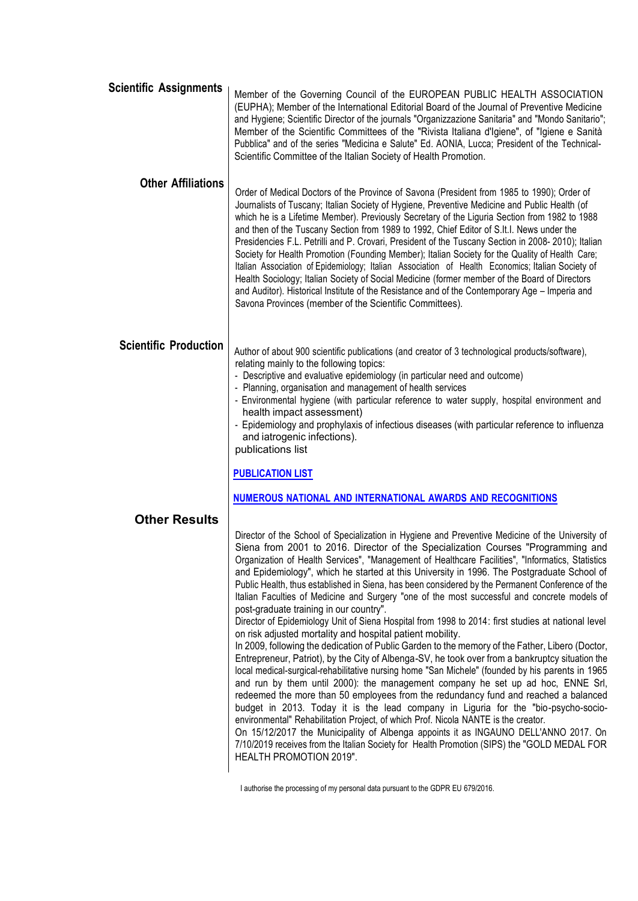## Scientific Assignments

Member of the Governing Council of the EUROPEAN PUBLIC HEALTH ASSOCIATION (EUPHA); Member of the International Editorial Board of the Journal of Preventive Medicine and Hygiene; Scientific Director of the journals "Organizzazione Sanitaria" and "Mondo Sanitario"; Member of the Scientific Committees of the "Rivista Italiana d'Igiene", of "Igiene e Sanità Pubblica" and of the series "Medicina e Salute" Ed. AONIA, Lucca; President of the Technical-Scientific Committee of the Italian Society of Health Promotion.

## Other Affiliations

Order of Medical Doctors of the Province of Savona (President from 1985 to 1990); Order of Journalists of Tuscany; Italian Society of Hygiene, Preventive Medicine and Public Health (of which he is a Lifetime Member). Previously Secretary of the Liguria Section from 1982 to 1988 and then of the Tuscany Section from 1989 to 1992, Chief Editor of S.It.I. News under the Presidencies F.L. Petrilli and P. Crovari, President of the Tuscany Section in 2008- 2010); Italian Society for Health Promotion (Founding Member); Italian Society for the Quality of Health Care; Italian Association of Epidemiology; Italian Association of Health Economics; Italian Society of Health Sociology; Italian Society of Social Medicine (former member of the Board of Directors and Auditor). Historical Institute of the Resistance and of the Contemporary Age – Imperia and Savona Provinces (member of the Scientific Committees).

## Scientific Production

Author of about 900 scientific publications (and creator of 3 technological products/software), relating mainly to the following topics:

- Descriptive and evaluative epidemiology (in particular need and outcome)
- Planning, organisation and management of health services
- Environmental hygiene (with particular reference to water supply, hospital environment and health impact assessment)
- Epidemiology and prophylaxis of infectious diseases (with particular reference to influenza and iatrogenic infections).

publications list

**PUBLICATION LIST**

**NUMEROUS NATIONAL AND INTERNATIONAL AWARDS AND RECOGNITIONS**

## Other Results

Director of the School of Specialization in Hygiene and Preventive Medicine of the University of Siena from 2001 to 2016. Director of the Specialization Courses "Programming and Organization of Health Services", "Management of Healthcare Facilities", "Informatics, Statistics and Epidemiology", which he started at this University in 1996. The Postgraduate School of Public Health, thus established in Siena, has been considered by the Permanent Conference of the Italian Faculties of Medicine and Surgery "one of the most successful and concrete models of post-graduate training in our country".

Director of Epidemiology Unit of Siena Hospital from 1998 to 2014: first studies at national level on risk adjusted mortality and hospital patient mobility.

In 2009, following the dedication of Public Garden to the memory of the Father, Libero (Doctor, Entrepreneur, Patriot), by the City of Albenga-SV, he took over from a bankruptcy situation the local medical-surgical-rehabilitative nursing home "San Michele" (founded by his parents in 1965 and run by them until 2000): the management company he set up ad hoc, ENNE Srl, redeemed the more than 50 employees from the redundancy fund and reached a balanced budget in 2013. Today it is the lead company in Liguria for the "bio-psycho-socio-environmental" Rehabilitation Project, of which Prof. Nicola NANTE is the creator.

On 15/12/2017 the Municipality of Albenga appoints it as INGAUNO DELL'ANNO 2017. On 7/10/2019 receives from the Italian Society for Health Promotion (SIPS) the "GOLD MEDAL FOR HEALTH PROMOTION 2019".

I authorise the processing of my personal data pursuant to the GDPR EU 679/2016.